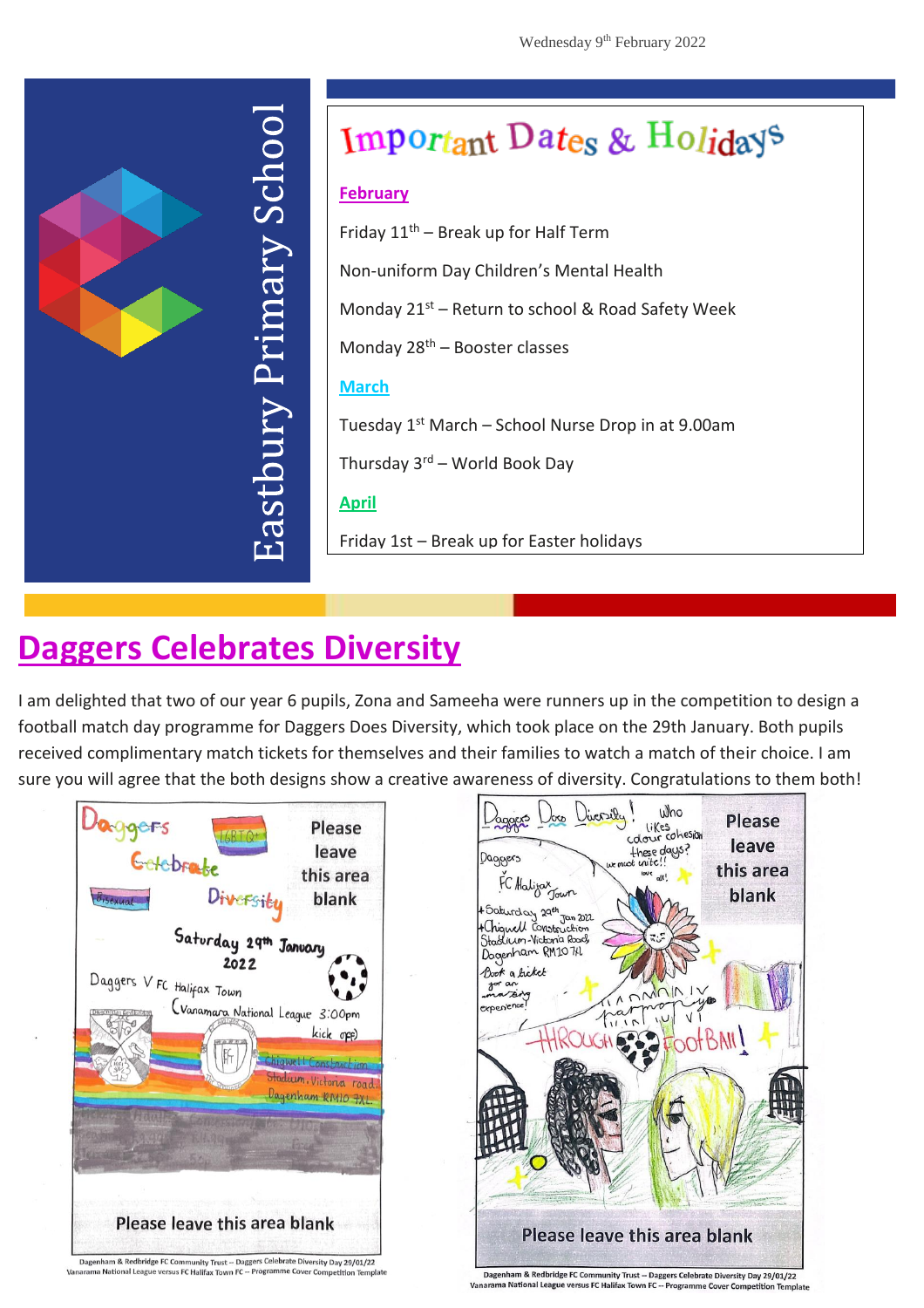Wednesday 9th February 2022

# Eastbury Primary School

## Important Dates & Holidays

**February**

Friday 11th – Break up for Half Term

Non-uniform Day Children's Mental Health

Monday 21st – Return to school & Road Safety Week

Monday 28th – Booster classes

**March**

Tuesday 1st March – School Nurse Drop in at 9.00am

Thursday 3rd – World Book Day

**April**

Friday 1st – Break up for Easter holidays

## Daggers Celebrates Diversity

I am delighted that two of our year 6 pupils, Zona and Sameeha were runners up in the competition to design a football match day programme for Daggers Does Diversity, which took place on the 29th January. Both pupils received complimentary match tickets for themselves and their families to watch a match of their choice. I am sure you will agree that the both designs show a creative awareness of diversity. Congratulations to them both!

Dagenham & Redbridge FC Community Trust – Daggers Celebrate Diversity Day 29/01/22
Vanarama National League versus FC Halifax Town FC – Programme Cover Competition Template

Dagenham & Redbridge FC Community Trust – Daggers Celebrate Diversity Day 29/01/22
Vanarama National League versus FC Halifax Town FC – Programme Cover Competition Template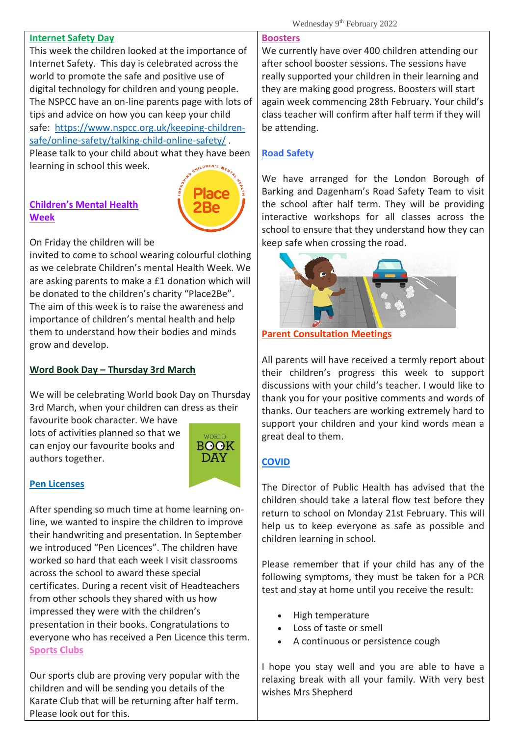Wednesday 9th February 2022

## Internet Safety Day

This week the children looked at the importance of Internet Safety. This day is celebrated across the world to promote the safe and positive use of digital technology for children and young people. The NSPCC have an on-line parents page with lots of tips and advice on how you can keep your child safe: https://www.nspcc.org.uk/keeping-children-safe/online-safety/talking-child-online-safety/ . Please talk to your child about what they have been learning in school this week.

## Children's Mental Health Week

On Friday the children will be invited to come to school wearing colourful clothing as we celebrate Children's mental Health Week. We are asking parents to make a £1 donation which will be donated to the children's charity "Place2Be". The aim of this week is to raise the awareness and importance of children's mental health and help them to understand how their bodies and minds grow and develop.

## Word Book Day – Thursday 3rd March

We will be celebrating World book Day on Thursday 3rd March, when your children can dress as their favourite book character. We have lots of activities planned so that we can enjoy our favourite books and authors together.

## Pen Licenses

After spending so much time at home learning on-line, we wanted to inspire the children to improve their handwriting and presentation. In September we introduced "Pen Licences". The children have worked so hard that each week I visit classrooms across the school to award these special certificates. During a recent visit of Headteachers from other schools they shared with us how impressed they were with the children's presentation in their books. Congratulations to everyone who has received a Pen Licence this term.

## Sports Clubs

Our sports club are proving very popular with the children and will be sending you details of the Karate Club that will be returning after half term. Please look out for this.

## Boosters

We currently have over 400 children attending our after school booster sessions. The sessions have really supported your children in their learning and they are making good progress. Boosters will start again week commencing 28th February. Your child's class teacher will confirm after half term if they will be attending.

## Road Safety

We have arranged for the London Borough of Barking and Dagenham's Road Safety Team to visit the school after half term. They will be providing interactive workshops for all classes across the school to ensure that they understand how they can keep safe when crossing the road.

## Parent Consultation Meetings

All parents will have received a termly report about their children's progress this week to support discussions with your child's teacher. I would like to thank you for your positive comments and words of thanks. Our teachers are working extremely hard to support your children and your kind words mean a great deal to them.

## COVID

The Director of Public Health has advised that the children should take a lateral flow test before they return to school on Monday 21st February. This will help us to keep everyone as safe as possible and children learning in school.

Please remember that if your child has any of the following symptoms, they must be taken for a PCR test and stay at home until you receive the result:

- High temperature
- Loss of taste or smell
- A continuous or persistence cough

I hope you stay well and you are able to have a relaxing break with all your family. With very best wishes Mrs Shepherd